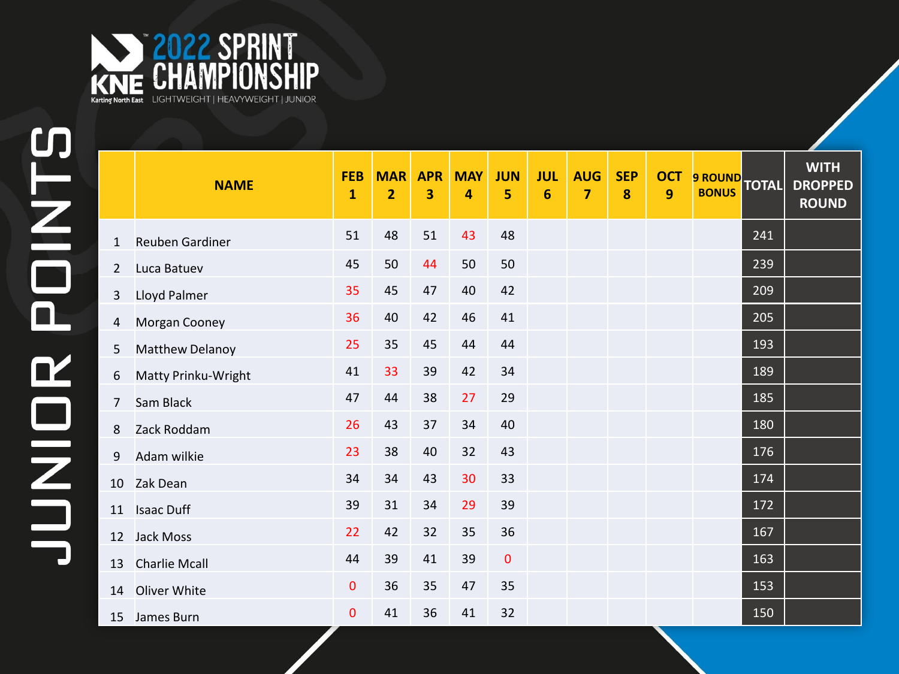# 2022 SPRINT CHAMPIONSHIP

KNE Karting North East

LIGHTWEIGHT | HEAVYWEIGHT | JUNIOR

## JUNIOR POINTS

| | NAME | FEB 1 | MAR 2 | APR 3 | MAY 4 | JUN 5 | JUL 6 | AUG 7 | SEP 8 | OCT 9 | 9 ROUND BONUS | TOTAL | WITH DROPPED ROUND |
|---|---|---|---|---|---|---|---|---|---|---|---|---|---|
| 1 | Reuben Gardiner | 51 | 48 | 51 | 43 | 48 | | | | | | 241 | |
| 2 | Luca Batuev | 45 | 50 | 44 | 50 | 50 | | | | | | 239 | |
| 3 | Lloyd Palmer | 35 | 45 | 47 | 40 | 42 | | | | | | 209 | |
| 4 | Morgan Cooney | 36 | 40 | 42 | 46 | 41 | | | | | | 205 | |
| 5 | Matthew Delanoy | 25 | 35 | 45 | 44 | 44 | | | | | | 193 | |
| 6 | Matty Prinku-Wright | 41 | 33 | 39 | 42 | 34 | | | | | | 189 | |
| 7 | Sam Black | 47 | 44 | 38 | 27 | 29 | | | | | | 185 | |
| 8 | Zack Roddam | 26 | 43 | 37 | 34 | 40 | | | | | | 180 | |
| 9 | Adam wilkie | 23 | 38 | 40 | 32 | 43 | | | | | | 176 | |
| 10 | Zak Dean | 34 | 34 | 43 | 30 | 33 | | | | | | 174 | |
| 11 | Isaac Duff | 39 | 31 | 34 | 29 | 39 | | | | | | 172 | |
| 12 | Jack Moss | 22 | 42 | 32 | 35 | 36 | | | | | | 167 | |
| 13 | Charlie Mcall | 44 | 39 | 41 | 39 | 0 | | | | | | 163 | |
| 14 | Oliver White | 0 | 36 | 35 | 47 | 35 | | | | | | 153 | |
| 15 | James Burn | 0 | 41 | 36 | 41 | 32 | | | | | | 150 | |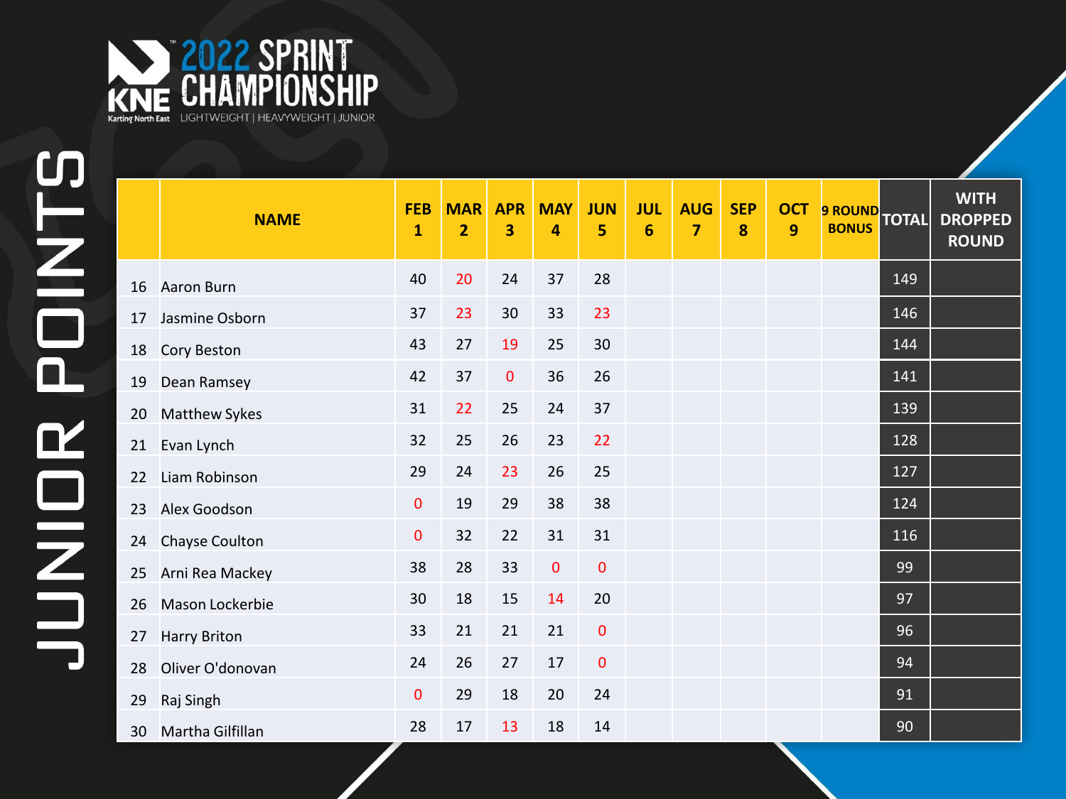# 2022 SPRINT CHAMPIONSHIP

KNE Karting North East

LIGHTWEIGHT | HEAVYWEIGHT | JUNIOR

## JUNIOR POINTS

| | NAME | FEB 1 | MAR 2 | APR 3 | MAY 4 | JUN 5 | JUL 6 | AUG 7 | SEP 8 | OCT 9 | 9 ROUND BONUS | TOTAL | WITH DROPPED ROUND |
|---|---|---|---|---|---|---|---|---|---|---|---|---|---|
| 16 | Aaron Burn | 40 | 20 | 24 | 37 | 28 | | | | | | 149 | |
| 17 | Jasmine Osborn | 37 | 23 | 30 | 33 | 23 | | | | | | 146 | |
| 18 | Cory Beston | 43 | 27 | 19 | 25 | 30 | | | | | | 144 | |
| 19 | Dean Ramsey | 42 | 37 | 0 | 36 | 26 | | | | | | 141 | |
| 20 | Matthew Sykes | 31 | 22 | 25 | 24 | 37 | | | | | | 139 | |
| 21 | Evan Lynch | 32 | 25 | 26 | 23 | 22 | | | | | | 128 | |
| 22 | Liam Robinson | 29 | 24 | 23 | 26 | 25 | | | | | | 127 | |
| 23 | Alex Goodson | 0 | 19 | 29 | 38 | 38 | | | | | | 124 | |
| 24 | Chayse Coulton | 0 | 32 | 22 | 31 | 31 | | | | | | 116 | |
| 25 | Arni Rea Mackey | 38 | 28 | 33 | 0 | 0 | | | | | | 99 | |
| 26 | Mason Lockerbie | 30 | 18 | 15 | 14 | 20 | | | | | | 97 | |
| 27 | Harry Briton | 33 | 21 | 21 | 21 | 0 | | | | | | 96 | |
| 28 | Oliver O'donovan | 24 | 26 | 27 | 17 | 0 | | | | | | 94 | |
| 29 | Raj Singh | 0 | 29 | 18 | 20 | 24 | | | | | | 91 | |
| 30 | Martha Gilfillan | 28 | 17 | 13 | 18 | 14 | | | | | | 90 | |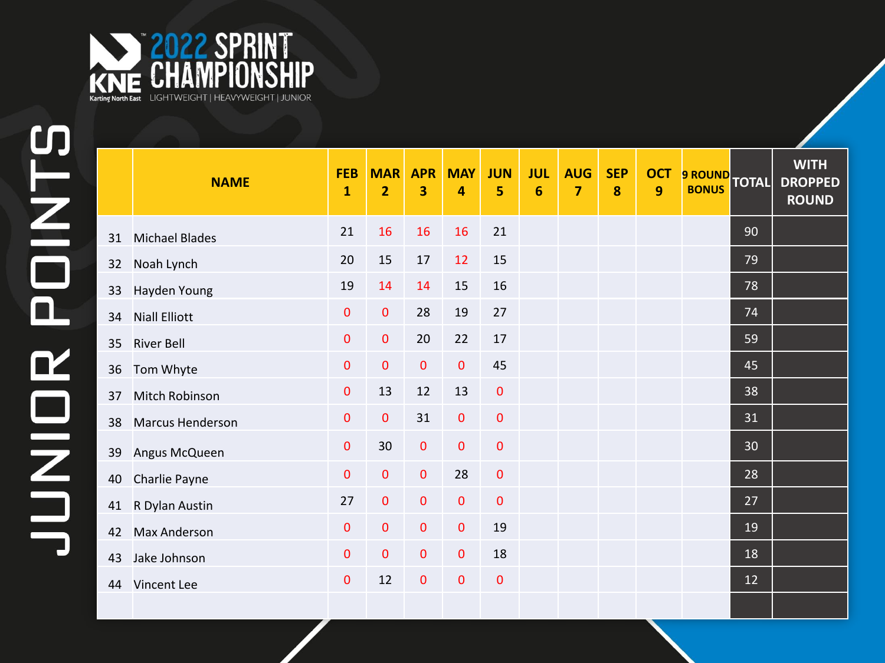# 2022 SPRINT CHAMPIONSHIP

KNE Karting North East

LIGHTWEIGHT | HEAVYWEIGHT | JUNIOR

## JUNIOR POINTS

| | NAME | FEB 1 | MAR 2 | APR 3 | MAY 4 | JUN 5 | JUL 6 | AUG 7 | SEP 8 | OCT 9 | 9 ROUND BONUS | TOTAL | WITH DROPPED ROUND |
|---|---|---|---|---|---|---|---|---|---|---|---|---|---|
| 31 | Michael Blades | 21 | 16 | 16 | 16 | 21 | | | | | | 90 | |
| 32 | Noah Lynch | 20 | 15 | 17 | 12 | 15 | | | | | | 79 | |
| 33 | Hayden Young | 19 | 14 | 14 | 15 | 16 | | | | | | 78 | |
| 34 | Niall Elliott | 0 | 0 | 28 | 19 | 27 | | | | | | 74 | |
| 35 | River Bell | 0 | 0 | 20 | 22 | 17 | | | | | | 59 | |
| 36 | Tom Whyte | 0 | 0 | 0 | 0 | 45 | | | | | | 45 | |
| 37 | Mitch Robinson | 0 | 13 | 12 | 13 | 0 | | | | | | 38 | |
| 38 | Marcus Henderson | 0 | 0 | 31 | 0 | 0 | | | | | | 31 | |
| 39 | Angus McQueen | 0 | 30 | 0 | 0 | 0 | | | | | | 30 | |
| 40 | Charlie Payne | 0 | 0 | 0 | 28 | 0 | | | | | | 28 | |
| 41 | R Dylan Austin | 27 | 0 | 0 | 0 | 0 | | | | | | 27 | |
| 42 | Max Anderson | 0 | 0 | 0 | 0 | 19 | | | | | | 19 | |
| 43 | Jake Johnson | 0 | 0 | 0 | 0 | 18 | | | | | | 18 | |
| 44 | Vincent Lee | 0 | 12 | 0 | 0 | 0 | | | | | | 12 | |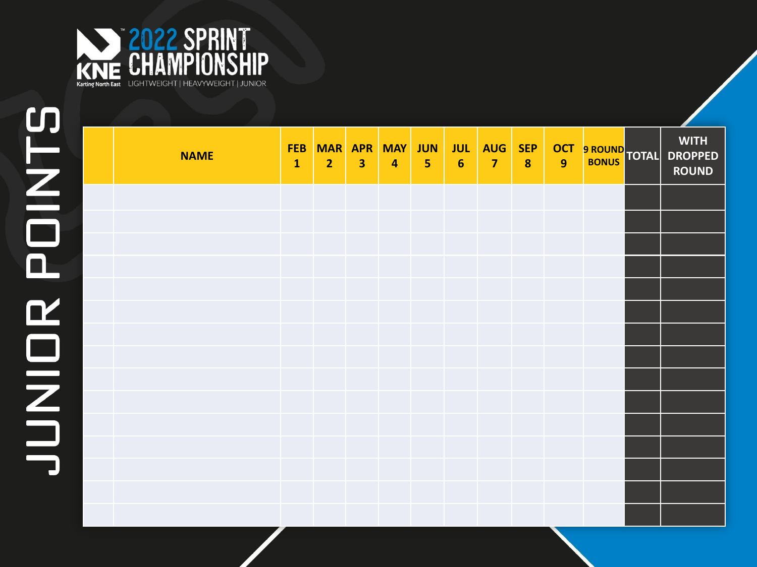# 2022 SPRINT CHAMPIONSHIP

Karting North East

LIGHTWEIGHT | HEAVYWEIGHT | JUNIOR

## JUNIOR POINTS

| | NAME | FEB 1 | MAR 2 | APR 3 | MAY 4 | JUN 5 | JUL 6 | AUG 7 | SEP 8 | OCT 9 | 9 ROUND BONUS | TOTAL | WITH DROPPED ROUND |
|---|---|---|---|---|---|---|---|---|---|---|---|---|---|
| | | | | | | | | | | | | | |
| | | | | | | | | | | | | | |
| | | | | | | | | | | | | | |
| | | | | | | | | | | | | | |
| | | | | | | | | | | | | | |
| | | | | | | | | | | | | | |
| | | | | | | | | | | | | | |
| | | | | | | | | | | | | | |
| | | | | | | | | | | | | | |
| | | | | | | | | | | | | | |
| | | | | | | | | | | | | | |
| | | | | | | | | | | | | | |
| | | | | | | | | | | | | | |
| | | | | | | | | | | | | | |
| | | | | | | | | | | | | | |